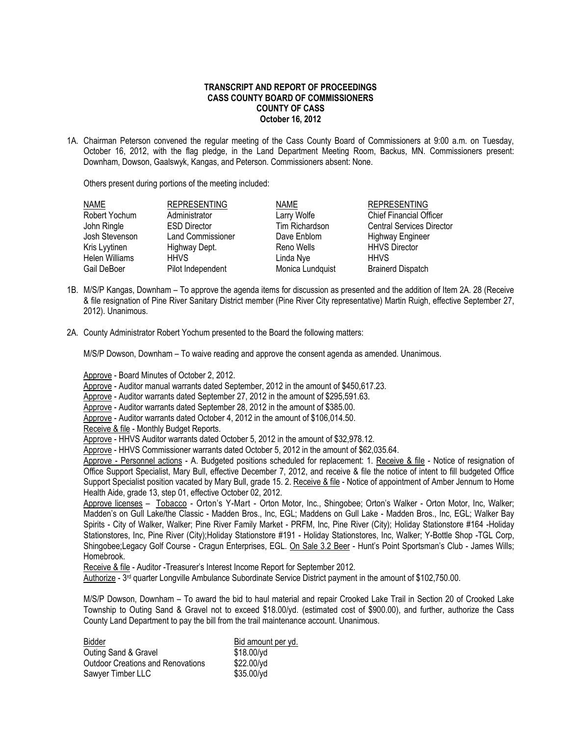**TRANSCRIPT AND REPORT OF PROCEEDINGS**
**CASS COUNTY BOARD OF COMMISSIONERS**
**COUNTY OF CASS**
**October 16, 2012**

1A. Chairman Peterson convened the regular meeting of the Cass County Board of Commissioners at 9:00 a.m. on Tuesday, October 16, 2012, with the flag pledge, in the Land Department Meeting Room, Backus, MN. Commissioners present: Downham, Dowson, Gaalswyk, Kangas, and Peterson. Commissioners absent: None.

Others present during portions of the meeting included:

| NAME | REPRESENTING | NAME | REPRESENTING |
|---|---|---|---|
| Robert Yochum | Administrator | Larry Wolfe | Chief Financial Officer |
| John Ringle | ESD Director | Tim Richardson | Central Services Director |
| Josh Stevenson | Land Commissioner | Dave Enblom | Highway Engineer |
| Kris Lyytinen | Highway Dept. | Reno Wells | HHVS Director |
| Helen Williams | HHVS | Linda Nye | HHVS |
| Gail DeBoer | Pilot Independent | Monica Lundquist | Brainerd Dispatch |

1B. M/S/P Kangas, Downham – To approve the agenda items for discussion as presented and the addition of Item 2A. 28 (Receive & file resignation of Pine River Sanitary District member (Pine River City representative) Martin Ruigh, effective September 27, 2012). Unanimous.

2A. County Administrator Robert Yochum presented to the Board the following matters:

M/S/P Dowson, Downham – To waive reading and approve the consent agenda as amended. Unanimous.

Approve - Board Minutes of October 2, 2012.
Approve - Auditor manual warrants dated September, 2012 in the amount of $450,617.23.
Approve - Auditor warrants dated September 27, 2012 in the amount of $295,591.63.
Approve - Auditor warrants dated September 28, 2012 in the amount of $385.00.
Approve - Auditor warrants dated October 4, 2012 in the amount of $106,014.50.
Receive & file - Monthly Budget Reports.
Approve - HHVS Auditor warrants dated October 5, 2012 in the amount of $32,978.12.
Approve - HHVS Commissioner warrants dated October 5, 2012 in the amount of $62,035.64.
Approve - Personnel actions - A. Budgeted positions scheduled for replacement: 1. Receive & file - Notice of resignation of Office Support Specialist, Mary Bull, effective December 7, 2012, and receive & file the notice of intent to fill budgeted Office Support Specialist position vacated by Mary Bull, grade 15. 2. Receive & file - Notice of appointment of Amber Jennum to Home Health Aide, grade 13, step 01, effective October 02, 2012.
Approve licenses – Tobacco - Orton's Y-Mart - Orton Motor, Inc., Shingobee; Orton's Walker - Orton Motor, Inc, Walker; Madden's on Gull Lake/the Classic - Madden Bros., Inc, EGL; Maddens on Gull Lake - Madden Bros., Inc, EGL; Walker Bay Spirits - City of Walker, Walker; Pine River Family Market - PRFM, Inc, Pine River (City); Holiday Stationstore #164 -Holiday Stationstores, Inc, Pine River (City);Holiday Stationstore #191 - Holiday Stationstores, Inc, Walker; Y-Bottle Shop -TGL Corp, Shingobee;Legacy Golf Course - Cragun Enterprises, EGL. On Sale 3.2 Beer - Hunt's Point Sportsman's Club - James Wills; Homebrook.
Receive & file - Auditor -Treasurer's Interest Income Report for September 2012.
Authorize - 3rd quarter Longville Ambulance Subordinate Service District payment in the amount of $102,750.00.

M/S/P Dowson, Downham – To award the bid to haul material and repair Crooked Lake Trail in Section 20 of Crooked Lake Township to Outing Sand & Gravel not to exceed $18.00/yd. (estimated cost of $900.00), and further, authorize the Cass County Land Department to pay the bill from the trail maintenance account. Unanimous.

| Bidder | Bid amount per yd. |
|---|---|
| Outing Sand & Gravel | $18.00/yd |
| Outdoor Creations and Renovations | $22.00/yd |
| Sawyer Timber LLC | $35.00/yd |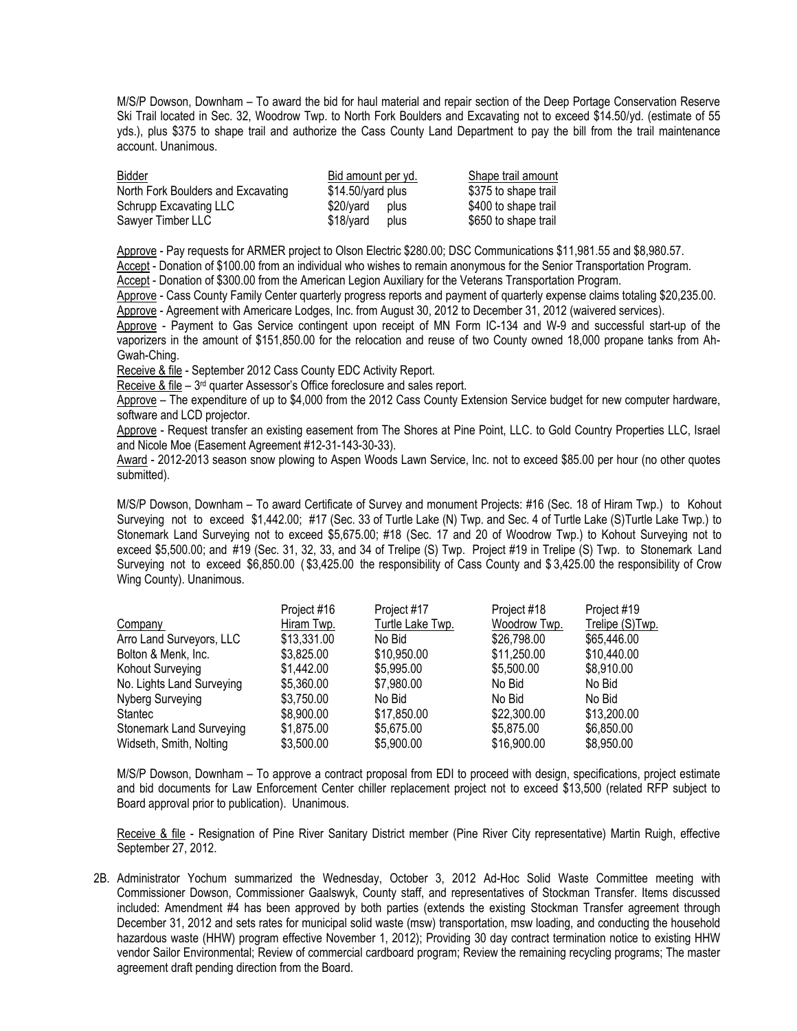M/S/P Dowson, Downham – To award the bid for haul material and repair section of the Deep Portage Conservation Reserve Ski Trail located in Sec. 32, Woodrow Twp. to North Fork Boulders and Excavating not to exceed $14.50/yd. (estimate of 55 yds.), plus $375 to shape trail and authorize the Cass County Land Department to pay the bill from the trail maintenance account. Unanimous.

| Bidder | Bid amount per yd. | Shape trail amount |
|---|---|---|
| North Fork Boulders and Excavating | $14.50/yard plus | $375 to shape trail |
| Schrupp Excavating LLC | $20/yard plus | $400 to shape trail |
| Sawyer Timber LLC | $18/yard plus | $650 to shape trail |

Approve - Pay requests for ARMER project to Olson Electric $280.00; DSC Communications $11,981.55 and $8,980.57.

Accept - Donation of $100.00 from an individual who wishes to remain anonymous for the Senior Transportation Program.

Accept - Donation of $300.00 from the American Legion Auxiliary for the Veterans Transportation Program.

Approve - Cass County Family Center quarterly progress reports and payment of quarterly expense claims totaling $20,235.00.

Approve - Agreement with Americare Lodges, Inc. from August 30, 2012 to December 31, 2012 (waivered services).

Approve - Payment to Gas Service contingent upon receipt of MN Form IC-134 and W-9 and successful start-up of the vaporizers in the amount of $151,850.00 for the relocation and reuse of two County owned 18,000 propane tanks from Ah-Gwah-Ching.

Receive & file - September 2012 Cass County EDC Activity Report.

Receive & file – 3rd quarter Assessor's Office foreclosure and sales report.

Approve – The expenditure of up to $4,000 from the 2012 Cass County Extension Service budget for new computer hardware, software and LCD projector.

Approve - Request transfer an existing easement from The Shores at Pine Point, LLC. to Gold Country Properties LLC, Israel and Nicole Moe (Easement Agreement #12-31-143-30-33).

Award - 2012-2013 season snow plowing to Aspen Woods Lawn Service, Inc. not to exceed $85.00 per hour (no other quotes submitted).

M/S/P Dowson, Downham – To award Certificate of Survey and monument Projects: #16 (Sec. 18 of Hiram Twp.) to Kohout Surveying not to exceed $1,442.00; #17 (Sec. 33 of Turtle Lake (N) Twp. and Sec. 4 of Turtle Lake (S)Turtle Lake Twp.) to Stonemark Land Surveying not to exceed $5,675.00; #18 (Sec. 17 and 20 of Woodrow Twp.) to Kohout Surveying not to exceed $5,500.00; and #19 (Sec. 31, 32, 33, and 34 of Trelipe (S) Twp. Project #19 in Trelipe (S) Twp. to Stonemark Land Surveying not to exceed $6,850.00 ($3,425.00 the responsibility of Cass County and $3,425.00 the responsibility of Crow Wing County). Unanimous.

| Company | Project #16 Hiram Twp. | Project #17 Turtle Lake Twp. | Project #18 Woodrow Twp. | Project #19 Trelipe (S)Twp. |
|---|---|---|---|---|
| Arro Land Surveyors, LLC | $13,331.00 | No Bid | $26,798.00 | $65,446.00 |
| Bolton & Menk, Inc. | $3,825.00 | $10,950.00 | $11,250.00 | $10,440.00 |
| Kohout Surveying | $1,442.00 | $5,995.00 | $5,500.00 | $8,910.00 |
| No. Lights Land Surveying | $5,360.00 | $7,980.00 | No Bid | No Bid |
| Nyberg Surveying | $3,750.00 | No Bid | No Bid | No Bid |
| Stantec | $8,900.00 | $17,850.00 | $22,300.00 | $13,200.00 |
| Stonemark Land Surveying | $1,875.00 | $5,675.00 | $5,875.00 | $6,850.00 |
| Widseth, Smith, Nolting | $3,500.00 | $5,900.00 | $16,900.00 | $8,950.00 |

M/S/P Dowson, Downham – To approve a contract proposal from EDI to proceed with design, specifications, project estimate and bid documents for Law Enforcement Center chiller replacement project not to exceed $13,500 (related RFP subject to Board approval prior to publication). Unanimous.

Receive & file - Resignation of Pine River Sanitary District member (Pine River City representative) Martin Ruigh, effective September 27, 2012.

2B. Administrator Yochum summarized the Wednesday, October 3, 2012 Ad-Hoc Solid Waste Committee meeting with Commissioner Dowson, Commissioner Gaalswyk, County staff, and representatives of Stockman Transfer. Items discussed included: Amendment #4 has been approved by both parties (extends the existing Stockman Transfer agreement through December 31, 2012 and sets rates for municipal solid waste (msw) transportation, msw loading, and conducting the household hazardous waste (HHW) program effective November 1, 2012); Providing 30 day contract termination notice to existing HHW vendor Sailor Environmental; Review of commercial cardboard program; Review the remaining recycling programs; The master agreement draft pending direction from the Board.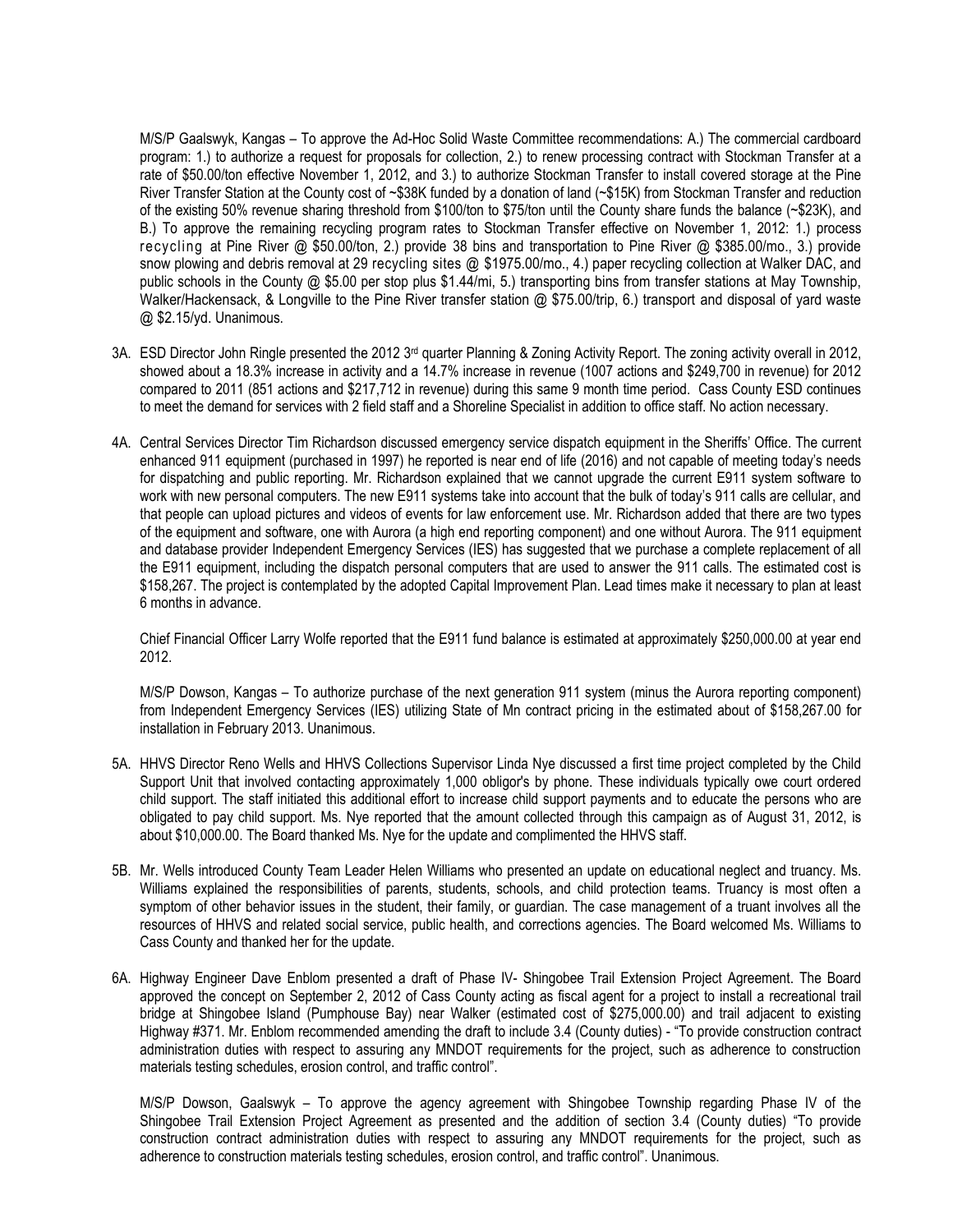M/S/P Gaalswyk, Kangas – To approve the Ad-Hoc Solid Waste Committee recommendations: A.) The commercial cardboard program: 1.) to authorize a request for proposals for collection, 2.) to renew processing contract with Stockman Transfer at a rate of $50.00/ton effective November 1, 2012, and 3.) to authorize Stockman Transfer to install covered storage at the Pine River Transfer Station at the County cost of ~$38K funded by a donation of land (~$15K) from Stockman Transfer and reduction of the existing 50% revenue sharing threshold from $100/ton to $75/ton until the County share funds the balance (~$23K), and B.) To approve the remaining recycling program rates to Stockman Transfer effective on November 1, 2012: 1.) process recycling at Pine River @ $50.00/ton, 2.) provide 38 bins and transportation to Pine River @ $385.00/mo., 3.) provide snow plowing and debris removal at 29 recycling sites @ $1975.00/mo., 4.) paper recycling collection at Walker DAC, and public schools in the County @ $5.00 per stop plus $1.44/mi, 5.) transporting bins from transfer stations at May Township, Walker/Hackensack, & Longville to the Pine River transfer station @ $75.00/trip, 6.) transport and disposal of yard waste @ $2.15/yd. Unanimous.

3A. ESD Director John Ringle presented the 2012 3rd quarter Planning & Zoning Activity Report. The zoning activity overall in 2012, showed about a 18.3% increase in activity and a 14.7% increase in revenue (1007 actions and $249,700 in revenue) for 2012 compared to 2011 (851 actions and $217,712 in revenue) during this same 9 month time period. Cass County ESD continues to meet the demand for services with 2 field staff and a Shoreline Specialist in addition to office staff. No action necessary.

4A. Central Services Director Tim Richardson discussed emergency service dispatch equipment in the Sheriffs' Office. The current enhanced 911 equipment (purchased in 1997) he reported is near end of life (2016) and not capable of meeting today's needs for dispatching and public reporting. Mr. Richardson explained that we cannot upgrade the current E911 system software to work with new personal computers. The new E911 systems take into account that the bulk of today's 911 calls are cellular, and that people can upload pictures and videos of events for law enforcement use. Mr. Richardson added that there are two types of the equipment and software, one with Aurora (a high end reporting component) and one without Aurora. The 911 equipment and database provider Independent Emergency Services (IES) has suggested that we purchase a complete replacement of all the E911 equipment, including the dispatch personal computers that are used to answer the 911 calls. The estimated cost is $158,267. The project is contemplated by the adopted Capital Improvement Plan. Lead times make it necessary to plan at least 6 months in advance.

Chief Financial Officer Larry Wolfe reported that the E911 fund balance is estimated at approximately $250,000.00 at year end 2012.

M/S/P Dowson, Kangas – To authorize purchase of the next generation 911 system (minus the Aurora reporting component) from Independent Emergency Services (IES) utilizing State of Mn contract pricing in the estimated about of $158,267.00 for installation in February 2013. Unanimous.

5A. HHVS Director Reno Wells and HHVS Collections Supervisor Linda Nye discussed a first time project completed by the Child Support Unit that involved contacting approximately 1,000 obligor's by phone. These individuals typically owe court ordered child support. The staff initiated this additional effort to increase child support payments and to educate the persons who are obligated to pay child support. Ms. Nye reported that the amount collected through this campaign as of August 31, 2012, is about $10,000.00. The Board thanked Ms. Nye for the update and complimented the HHVS staff.

5B. Mr. Wells introduced County Team Leader Helen Williams who presented an update on educational neglect and truancy. Ms. Williams explained the responsibilities of parents, students, schools, and child protection teams. Truancy is most often a symptom of other behavior issues in the student, their family, or guardian. The case management of a truant involves all the resources of HHVS and related social service, public health, and corrections agencies. The Board welcomed Ms. Williams to Cass County and thanked her for the update.

6A. Highway Engineer Dave Enblom presented a draft of Phase IV- Shingobee Trail Extension Project Agreement. The Board approved the concept on September 2, 2012 of Cass County acting as fiscal agent for a project to install a recreational trail bridge at Shingobee Island (Pumphouse Bay) near Walker (estimated cost of $275,000.00) and trail adjacent to existing Highway #371. Mr. Enblom recommended amending the draft to include 3.4 (County duties) - "To provide construction contract administration duties with respect to assuring any MNDOT requirements for the project, such as adherence to construction materials testing schedules, erosion control, and traffic control".

M/S/P Dowson, Gaalswyk – To approve the agency agreement with Shingobee Township regarding Phase IV of the Shingobee Trail Extension Project Agreement as presented and the addition of section 3.4 (County duties) "To provide construction contract administration duties with respect to assuring any MNDOT requirements for the project, such as adherence to construction materials testing schedules, erosion control, and traffic control". Unanimous.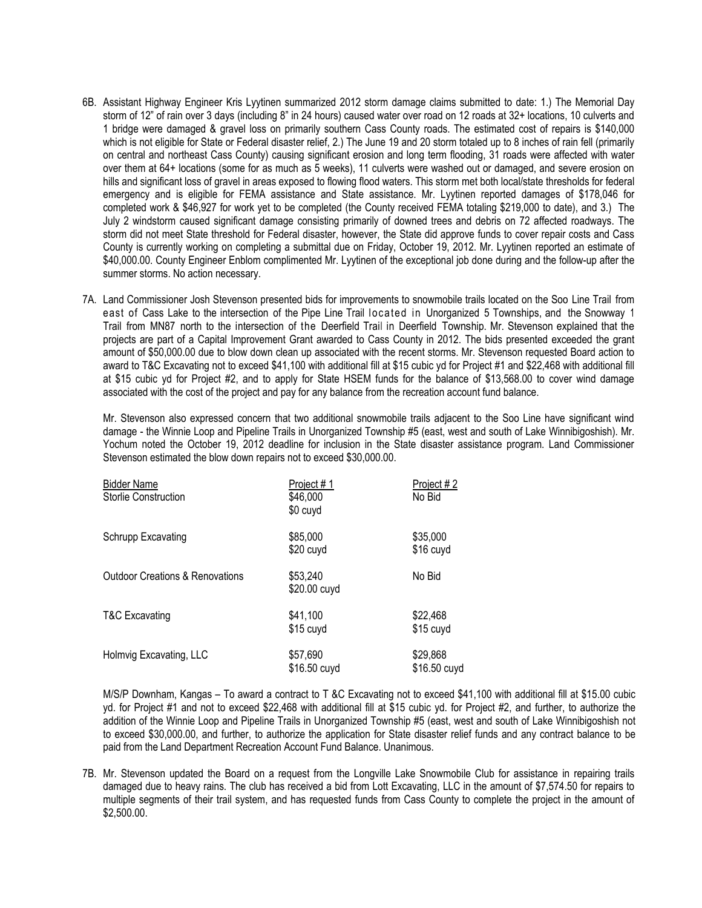6B. Assistant Highway Engineer Kris Lyytinen summarized 2012 storm damage claims submitted to date: 1.) The Memorial Day storm of 12" of rain over 3 days (including 8" in 24 hours) caused water over road on 12 roads at 32+ locations, 10 culverts and 1 bridge were damaged & gravel loss on primarily southern Cass County roads. The estimated cost of repairs is $140,000 which is not eligible for State or Federal disaster relief, 2.) The June 19 and 20 storm totaled up to 8 inches of rain fell (primarily on central and northeast Cass County) causing significant erosion and long term flooding, 31 roads were affected with water over them at 64+ locations (some for as much as 5 weeks), 11 culverts were washed out or damaged, and severe erosion on hills and significant loss of gravel in areas exposed to flowing flood waters. This storm met both local/state thresholds for federal emergency and is eligible for FEMA assistance and State assistance. Mr. Lyytinen reported damages of $178,046 for completed work & $46,927 for work yet to be completed (the County received FEMA totaling $219,000 to date), and 3.) The July 2 windstorm caused significant damage consisting primarily of downed trees and debris on 72 affected roadways. The storm did not meet State threshold for Federal disaster, however, the State did approve funds to cover repair costs and Cass County is currently working on completing a submittal due on Friday, October 19, 2012. Mr. Lyytinen reported an estimate of $40,000.00. County Engineer Enblom complimented Mr. Lyytinen of the exceptional job done during and the follow-up after the summer storms. No action necessary.

7A. Land Commissioner Josh Stevenson presented bids for improvements to snowmobile trails located on the Soo Line Trail from east of Cass Lake to the intersection of the Pipe Line Trail located in Unorganized 5 Townships, and the Snowway 1 Trail from MN87 north to the intersection of the Deerfield Trail in Deerfield Township. Mr. Stevenson explained that the projects are part of a Capital Improvement Grant awarded to Cass County in 2012. The bids presented exceeded the grant amount of $50,000.00 due to blow down clean up associated with the recent storms. Mr. Stevenson requested Board action to award to T&C Excavating not to exceed $41,100 with additional fill at $15 cubic yd for Project #1 and $22,468 with additional fill at $15 cubic yd for Project #2, and to apply for State HSEM funds for the balance of $13,568.00 to cover wind damage associated with the cost of the project and pay for any balance from the recreation account fund balance.

Mr. Stevenson also expressed concern that two additional snowmobile trails adjacent to the Soo Line have significant wind damage - the Winnie Loop and Pipeline Trails in Unorganized Township #5 (east, west and south of Lake Winnibigoshish). Mr. Yochum noted the October 19, 2012 deadline for inclusion in the State disaster assistance program. Land Commissioner Stevenson estimated the blow down repairs not to exceed $30,000.00.

| Bidder Name | Project # 1 | Project # 2 |
|---|---|---|
| Storlie Construction | $46,000<br>$0 cuyd | No Bid |
| Schrupp Excavating | $85,000<br>$20 cuyd | $35,000<br>$16 cuyd |
| Outdoor Creations & Renovations | $53,240<br>$20.00 cuyd | No Bid |
| T&C Excavating | $41,100<br>$15 cuyd | $22,468<br>$15 cuyd |
| Holmvig Excavating, LLC | $57,690<br>$16.50 cuyd | $29,868<br>$16.50 cuyd |

M/S/P Downham, Kangas – To award a contract to T &C Excavating not to exceed $41,100 with additional fill at $15.00 cubic yd. for Project #1 and not to exceed $22,468 with additional fill at $15 cubic yd. for Project #2, and further, to authorize the addition of the Winnie Loop and Pipeline Trails in Unorganized Township #5 (east, west and south of Lake Winnibigoshish not to exceed $30,000.00, and further, to authorize the application for State disaster relief funds and any contract balance to be paid from the Land Department Recreation Account Fund Balance. Unanimous.

7B. Mr. Stevenson updated the Board on a request from the Longville Lake Snowmobile Club for assistance in repairing trails damaged due to heavy rains. The club has received a bid from Lott Excavating, LLC in the amount of $7,574.50 for repairs to multiple segments of their trail system, and has requested funds from Cass County to complete the project in the amount of $2,500.00.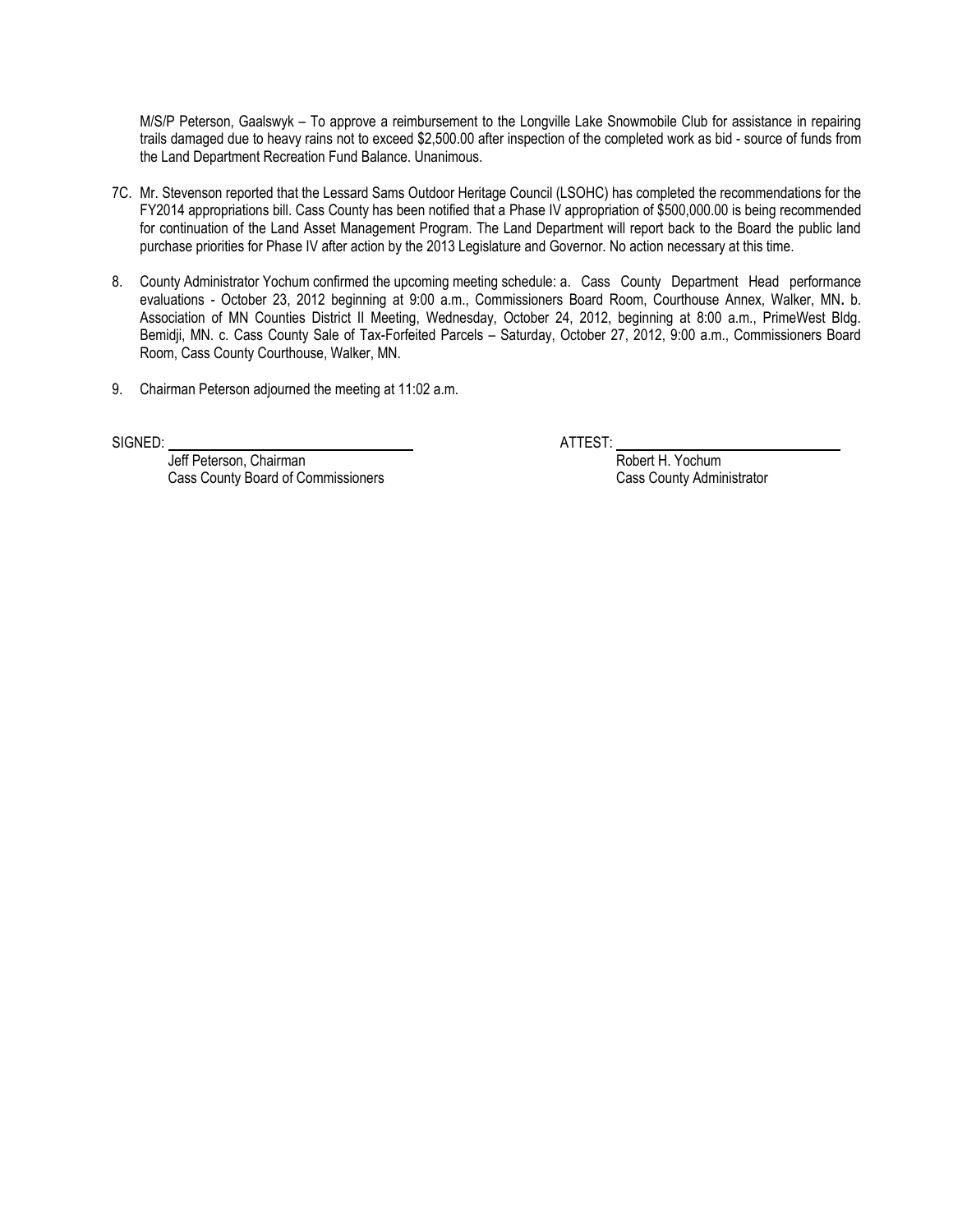M/S/P Peterson, Gaalswyk – To approve a reimbursement to the Longville Lake Snowmobile Club for assistance in repairing trails damaged due to heavy rains not to exceed $2,500.00 after inspection of the completed work as bid - source of funds from the Land Department Recreation Fund Balance. Unanimous.

7C. Mr. Stevenson reported that the Lessard Sams Outdoor Heritage Council (LSOHC) has completed the recommendations for the FY2014 appropriations bill. Cass County has been notified that a Phase IV appropriation of $500,000.00 is being recommended for continuation of the Land Asset Management Program. The Land Department will report back to the Board the public land purchase priorities for Phase IV after action by the 2013 Legislature and Governor. No action necessary at this time.

8. County Administrator Yochum confirmed the upcoming meeting schedule: a. Cass County Department Head performance evaluations - October 23, 2012 beginning at 9:00 a.m., Commissioners Board Room, Courthouse Annex, Walker, MN. b. Association of MN Counties District II Meeting, Wednesday, October 24, 2012, beginning at 8:00 a.m., PrimeWest Bldg. Bemidji, MN. c. Cass County Sale of Tax-Forfeited Parcels – Saturday, October 27, 2012, 9:00 a.m., Commissioners Board Room, Cass County Courthouse, Walker, MN.

9. Chairman Peterson adjourned the meeting at 11:02 a.m.

SIGNED: ______________________________
Jeff Peterson, Chairman
Cass County Board of Commissioners

ATTEST: ______________________________
Robert H. Yochum
Cass County Administrator